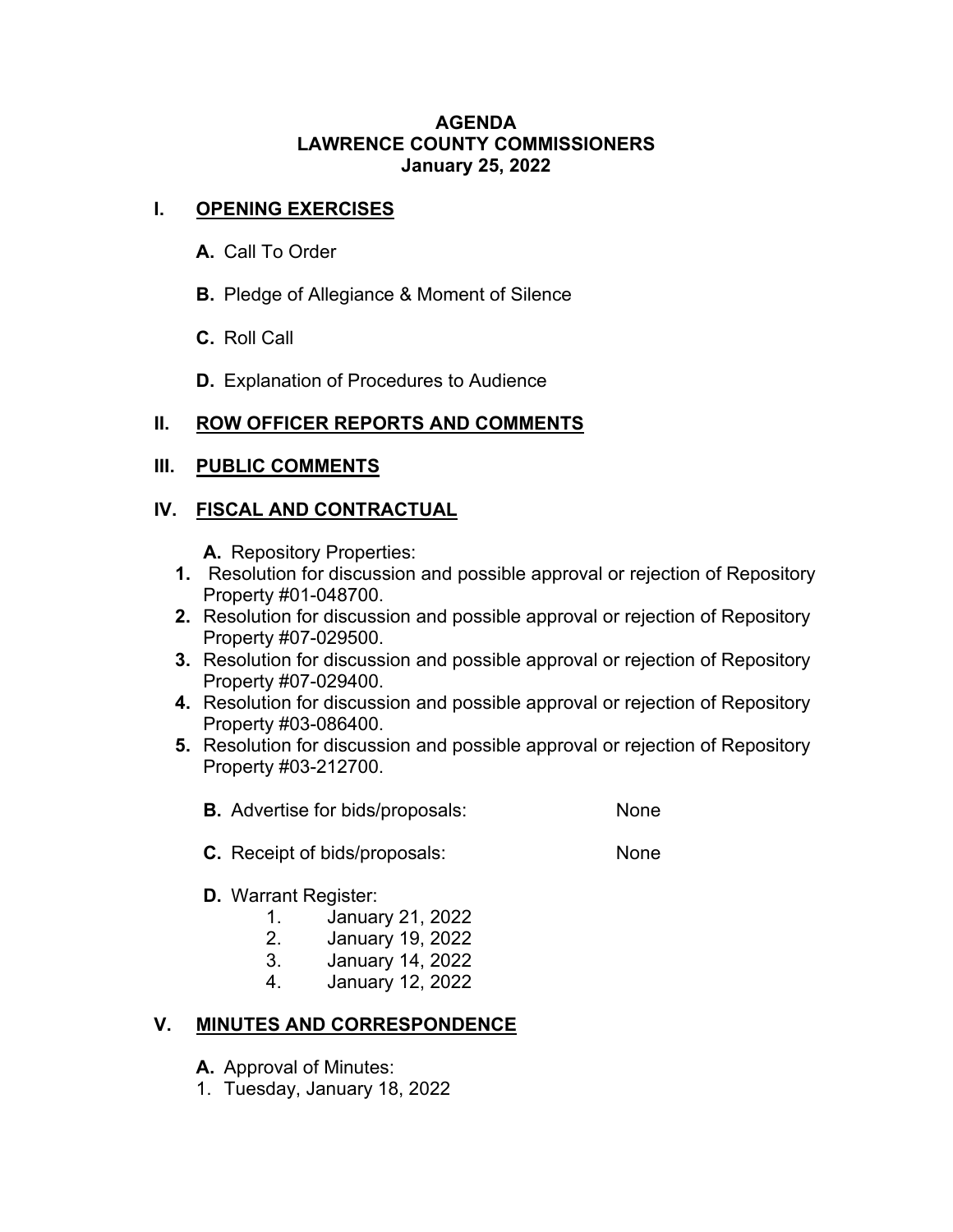**AGENDA**
**LAWRENCE COUNTY COMMISSIONERS**
**January 25, 2022**

## I. OPENING EXERCISES

**A.** Call To Order

**B.** Pledge of Allegiance & Moment of Silence

**C.** Roll Call

**D.** Explanation of Procedures to Audience

## II. ROW OFFICER REPORTS AND COMMENTS

## III. PUBLIC COMMENTS

## IV. FISCAL AND CONTRACTUAL

**A.** Repository Properties:

1. Resolution for discussion and possible approval or rejection of Repository Property #01-048700.
2. Resolution for discussion and possible approval or rejection of Repository Property #07-029500.
3. Resolution for discussion and possible approval or rejection of Repository Property #07-029400.
4. Resolution for discussion and possible approval or rejection of Repository Property #03-086400.
5. Resolution for discussion and possible approval or rejection of Repository Property #03-212700.

**B.** Advertise for bids/proposals: None

**C.** Receipt of bids/proposals: None

**D.** Warrant Register:

1. January 21, 2022
2. January 19, 2022
3. January 14, 2022
4. January 12, 2022

## V. MINUTES AND CORRESPONDENCE

**A.** Approval of Minutes:

1. Tuesday, January 18, 2022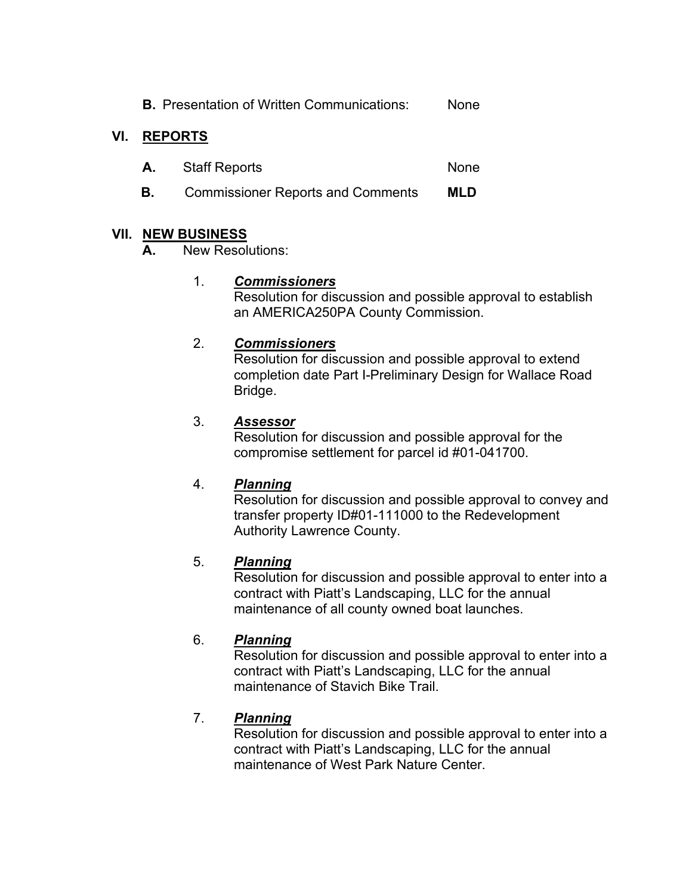**B.** Presentation of Written Communications: None

## VI. REPORTS

**A.** Staff Reports None

**B.** Commissioner Reports and Comments **MLD**

## VII. NEW BUSINESS

**A.** New Resolutions:

1. ***Commissioners***
   Resolution for discussion and possible approval to establish an AMERICA250PA County Commission.

2. ***Commissioners***
   Resolution for discussion and possible approval to extend completion date Part I-Preliminary Design for Wallace Road Bridge.

3. ***Assessor***
   Resolution for discussion and possible approval for the compromise settlement for parcel id #01-041700.

4. ***Planning***
   Resolution for discussion and possible approval to convey and transfer property ID#01-111000 to the Redevelopment Authority Lawrence County.

5. ***Planning***
   Resolution for discussion and possible approval to enter into a contract with Piatt's Landscaping, LLC for the annual maintenance of all county owned boat launches.

6. ***Planning***
   Resolution for discussion and possible approval to enter into a contract with Piatt's Landscaping, LLC for the annual maintenance of Stavich Bike Trail.

7. ***Planning***
   Resolution for discussion and possible approval to enter into a contract with Piatt's Landscaping, LLC for the annual maintenance of West Park Nature Center.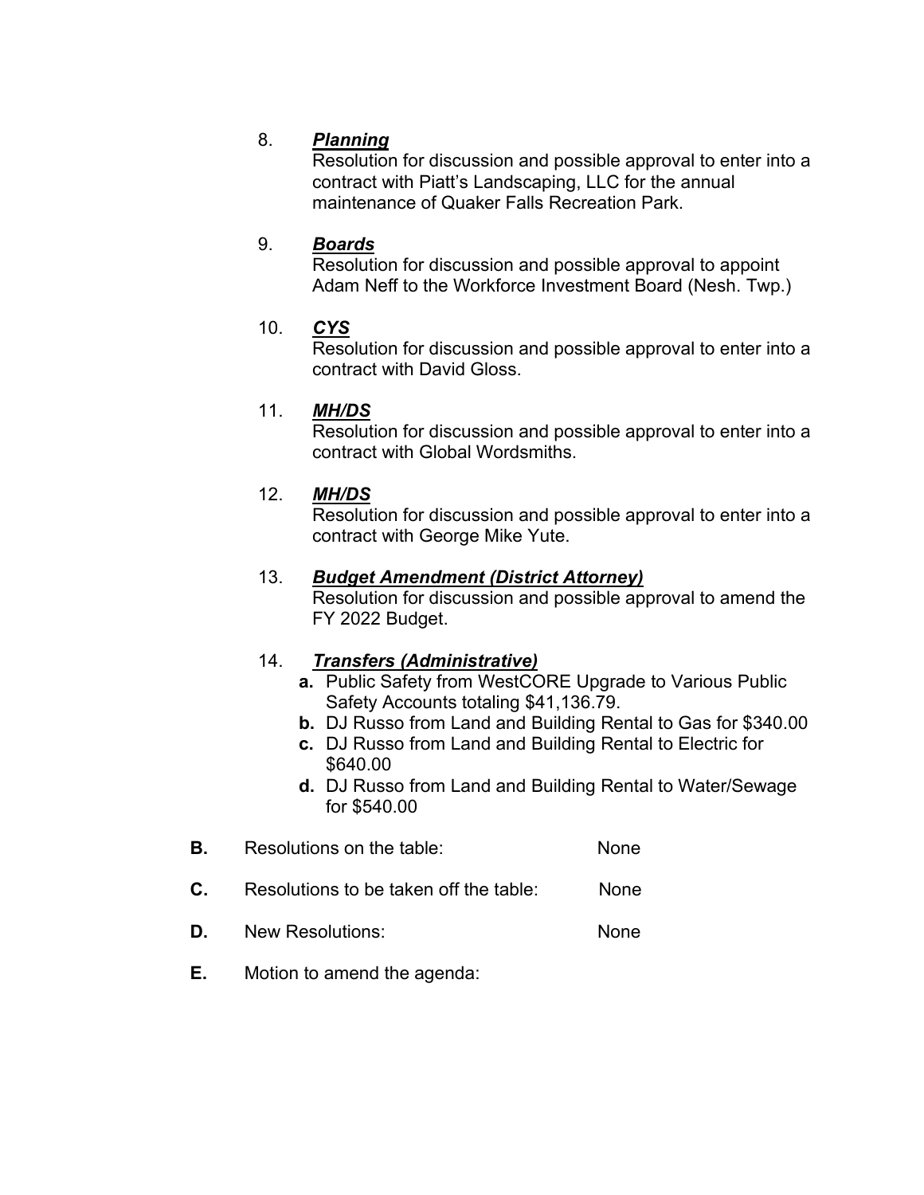8. ***Planning***
   Resolution for discussion and possible approval to enter into a contract with Piatt's Landscaping, LLC for the annual maintenance of Quaker Falls Recreation Park.

9. ***Boards***
   Resolution for discussion and possible approval to appoint Adam Neff to the Workforce Investment Board (Nesh. Twp.)

10. ***CYS***
    Resolution for discussion and possible approval to enter into a contract with David Gloss.

11. ***MH/DS***
    Resolution for discussion and possible approval to enter into a contract with Global Wordsmiths.

12. ***MH/DS***
    Resolution for discussion and possible approval to enter into a contract with George Mike Yute.

13. ***Budget Amendment (District Attorney)***
    Resolution for discussion and possible approval to amend the FY 2022 Budget.

14. ***Transfers (Administrative)***
    - **a.** Public Safety from WestCORE Upgrade to Various Public Safety Accounts totaling $41,136.79.
    - **b.** DJ Russo from Land and Building Rental to Gas for $340.00
    - **c.** DJ Russo from Land and Building Rental to Electric for $640.00
    - **d.** DJ Russo from Land and Building Rental to Water/Sewage for $540.00

**B.** Resolutions on the table: None

**C.** Resolutions to be taken off the table: None

**D.** New Resolutions: None

**E.** Motion to amend the agenda: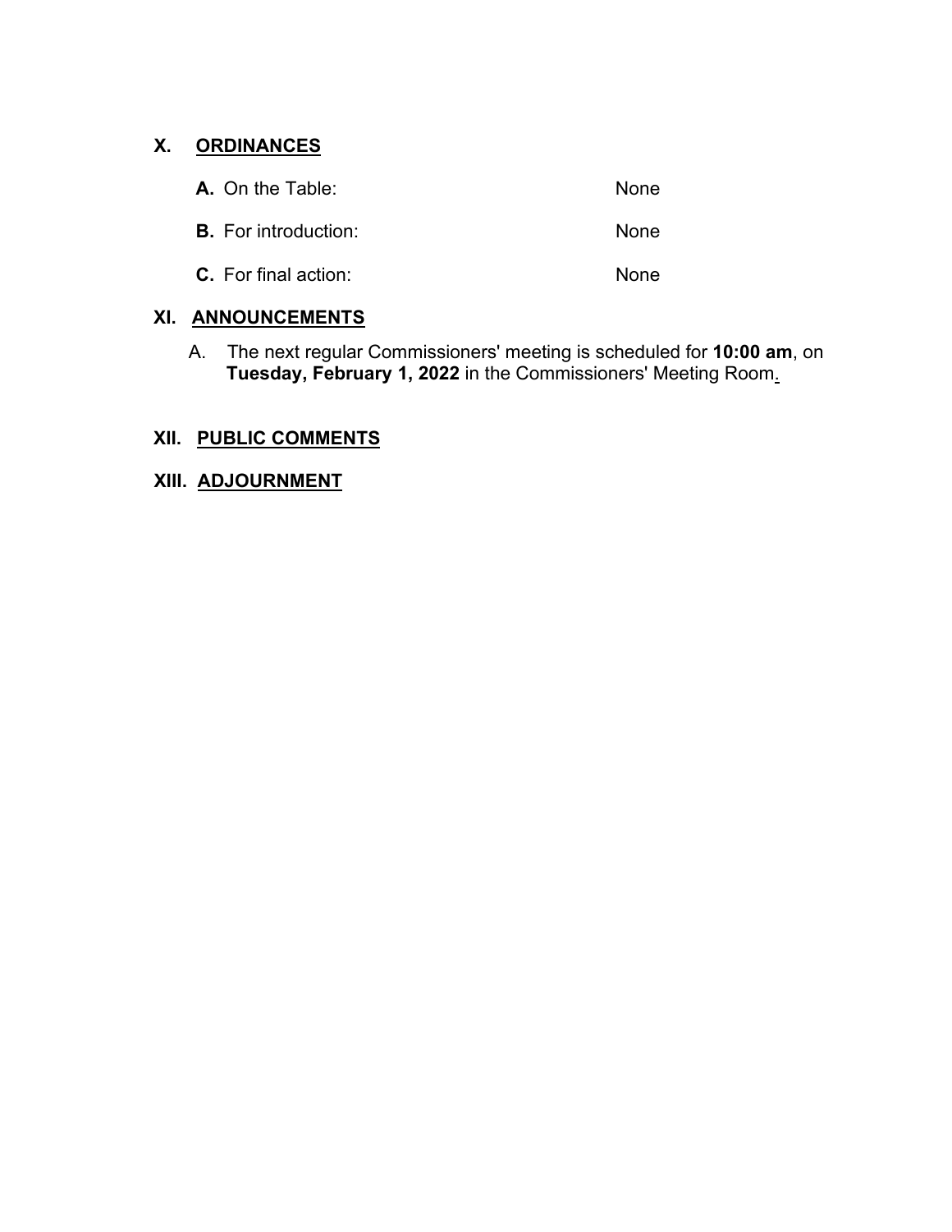## X. ORDINANCES

| | |
|---|---|
| **A.** On the Table: | None |
| **B.** For introduction: | None |
| **C.** For final action: | None |

## XI. ANNOUNCEMENTS

A. The next regular Commissioners' meeting is scheduled for **10:00 am**, on **Tuesday, February 1, 2022** in the Commissioners' Meeting Room.

## XII. PUBLIC COMMENTS

## XIII. ADJOURNMENT